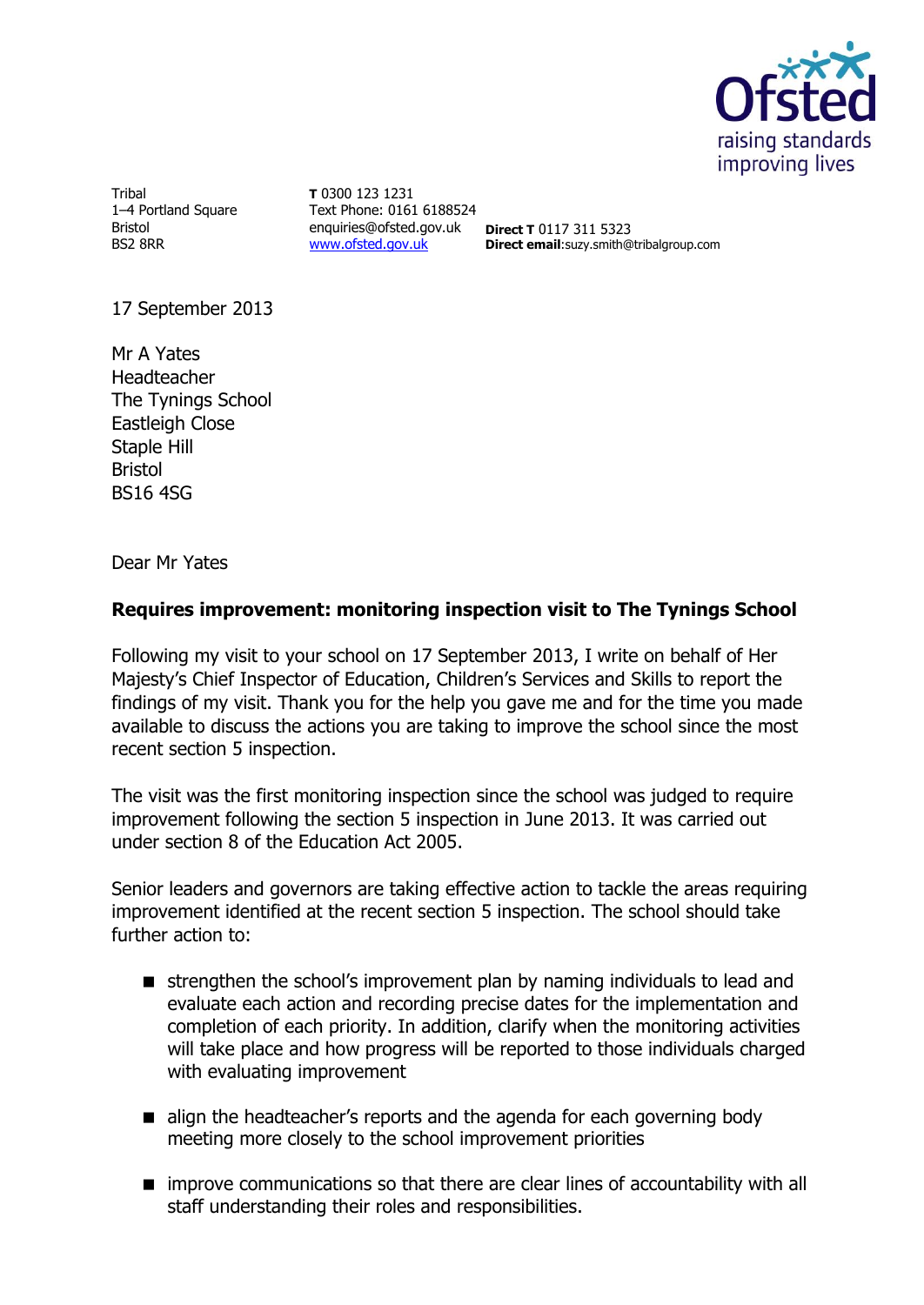Tribal
1–4 Portland Square
Bristol
BS2 8RR

**T** 0300 123 1231
Text Phone: 0161 6188524
enquiries@ofsted.gov.uk
www.ofsted.gov.uk

**Direct T** 0117 311 5323
**Direct email**:suzy.smith@tribalgroup.com

17 September 2013

Mr A Yates
Headteacher
The Tynings School
Eastleigh Close
Staple Hill
Bristol
BS16 4SG

Dear Mr Yates

**Requires improvement: monitoring inspection visit to The Tynings School**

Following my visit to your school on 17 September 2013, I write on behalf of Her Majesty's Chief Inspector of Education, Children's Services and Skills to report the findings of my visit. Thank you for the help you gave me and for the time you made available to discuss the actions you are taking to improve the school since the most recent section 5 inspection.

The visit was the first monitoring inspection since the school was judged to require improvement following the section 5 inspection in June 2013. It was carried out under section 8 of the Education Act 2005.

Senior leaders and governors are taking effective action to tackle the areas requiring improvement identified at the recent section 5 inspection. The school should take further action to:

- strengthen the school's improvement plan by naming individuals to lead and evaluate each action and recording precise dates for the implementation and completion of each priority. In addition, clarify when the monitoring activities will take place and how progress will be reported to those individuals charged with evaluating improvement
- align the headteacher's reports and the agenda for each governing body meeting more closely to the school improvement priorities
- improve communications so that there are clear lines of accountability with all staff understanding their roles and responsibilities.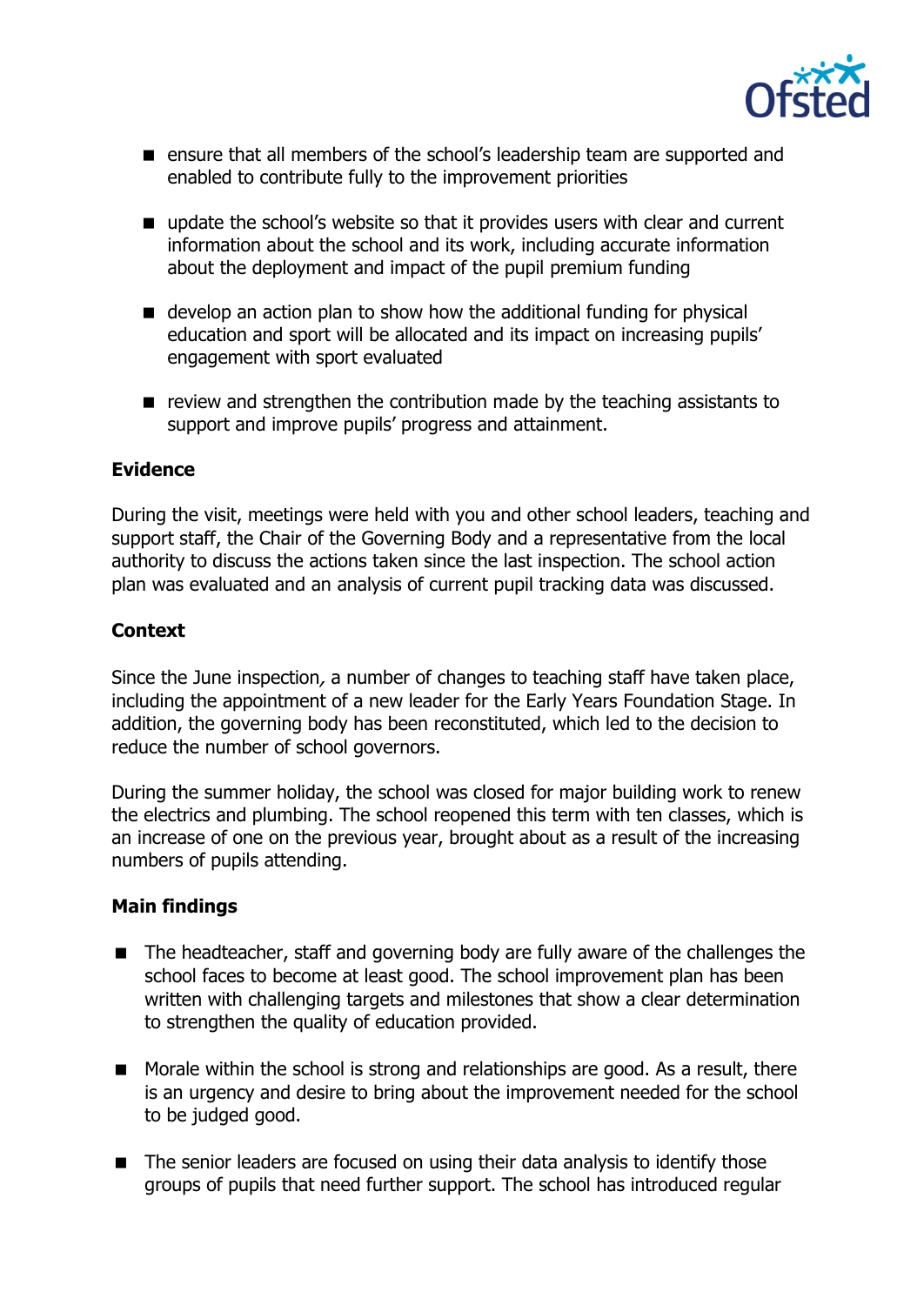- ensure that all members of the school's leadership team are supported and enabled to contribute fully to the improvement priorities
- update the school's website so that it provides users with clear and current information about the school and its work, including accurate information about the deployment and impact of the pupil premium funding
- develop an action plan to show how the additional funding for physical education and sport will be allocated and its impact on increasing pupils' engagement with sport evaluated
- review and strengthen the contribution made by the teaching assistants to support and improve pupils' progress and attainment.

### Evidence

During the visit, meetings were held with you and other school leaders, teaching and support staff, the Chair of the Governing Body and a representative from the local authority to discuss the actions taken since the last inspection. The school action plan was evaluated and an analysis of current pupil tracking data was discussed.

### Context

Since the June inspection, a number of changes to teaching staff have taken place, including the appointment of a new leader for the Early Years Foundation Stage. In addition, the governing body has been reconstituted, which led to the decision to reduce the number of school governors.

During the summer holiday, the school was closed for major building work to renew the electrics and plumbing. The school reopened this term with ten classes, which is an increase of one on the previous year, brought about as a result of the increasing numbers of pupils attending.

### Main findings

- The headteacher, staff and governing body are fully aware of the challenges the school faces to become at least good. The school improvement plan has been written with challenging targets and milestones that show a clear determination to strengthen the quality of education provided.
- Morale within the school is strong and relationships are good. As a result, there is an urgency and desire to bring about the improvement needed for the school to be judged good.
- The senior leaders are focused on using their data analysis to identify those groups of pupils that need further support. The school has introduced regular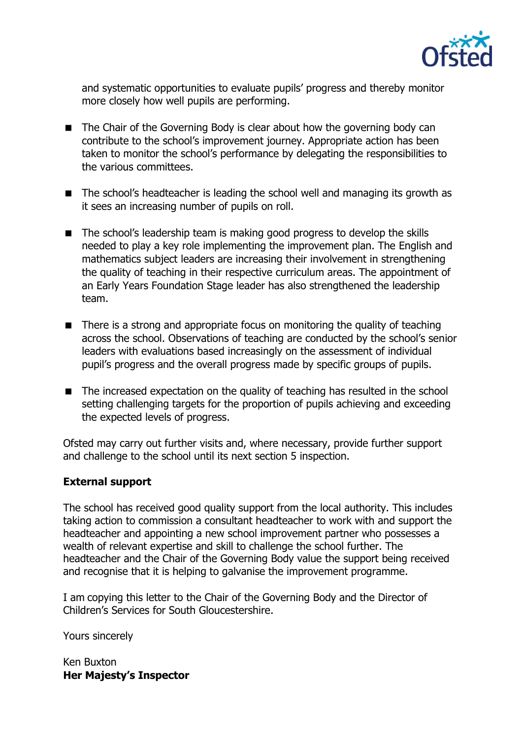and systematic opportunities to evaluate pupils' progress and thereby monitor more closely how well pupils are performing.

- The Chair of the Governing Body is clear about how the governing body can contribute to the school's improvement journey. Appropriate action has been taken to monitor the school's performance by delegating the responsibilities to the various committees.
- The school's headteacher is leading the school well and managing its growth as it sees an increasing number of pupils on roll.
- The school's leadership team is making good progress to develop the skills needed to play a key role implementing the improvement plan. The English and mathematics subject leaders are increasing their involvement in strengthening the quality of teaching in their respective curriculum areas. The appointment of an Early Years Foundation Stage leader has also strengthened the leadership team.
- There is a strong and appropriate focus on monitoring the quality of teaching across the school. Observations of teaching are conducted by the school's senior leaders with evaluations based increasingly on the assessment of individual pupil's progress and the overall progress made by specific groups of pupils.
- The increased expectation on the quality of teaching has resulted in the school setting challenging targets for the proportion of pupils achieving and exceeding the expected levels of progress.

Ofsted may carry out further visits and, where necessary, provide further support and challenge to the school until its next section 5 inspection.

**External support**

The school has received good quality support from the local authority. This includes taking action to commission a consultant headteacher to work with and support the headteacher and appointing a new school improvement partner who possesses a wealth of relevant expertise and skill to challenge the school further. The headteacher and the Chair of the Governing Body value the support being received and recognise that it is helping to galvanise the improvement programme.

I am copying this letter to the Chair of the Governing Body and the Director of Children's Services for South Gloucestershire.

Yours sincerely

Ken Buxton
**Her Majesty's Inspector**